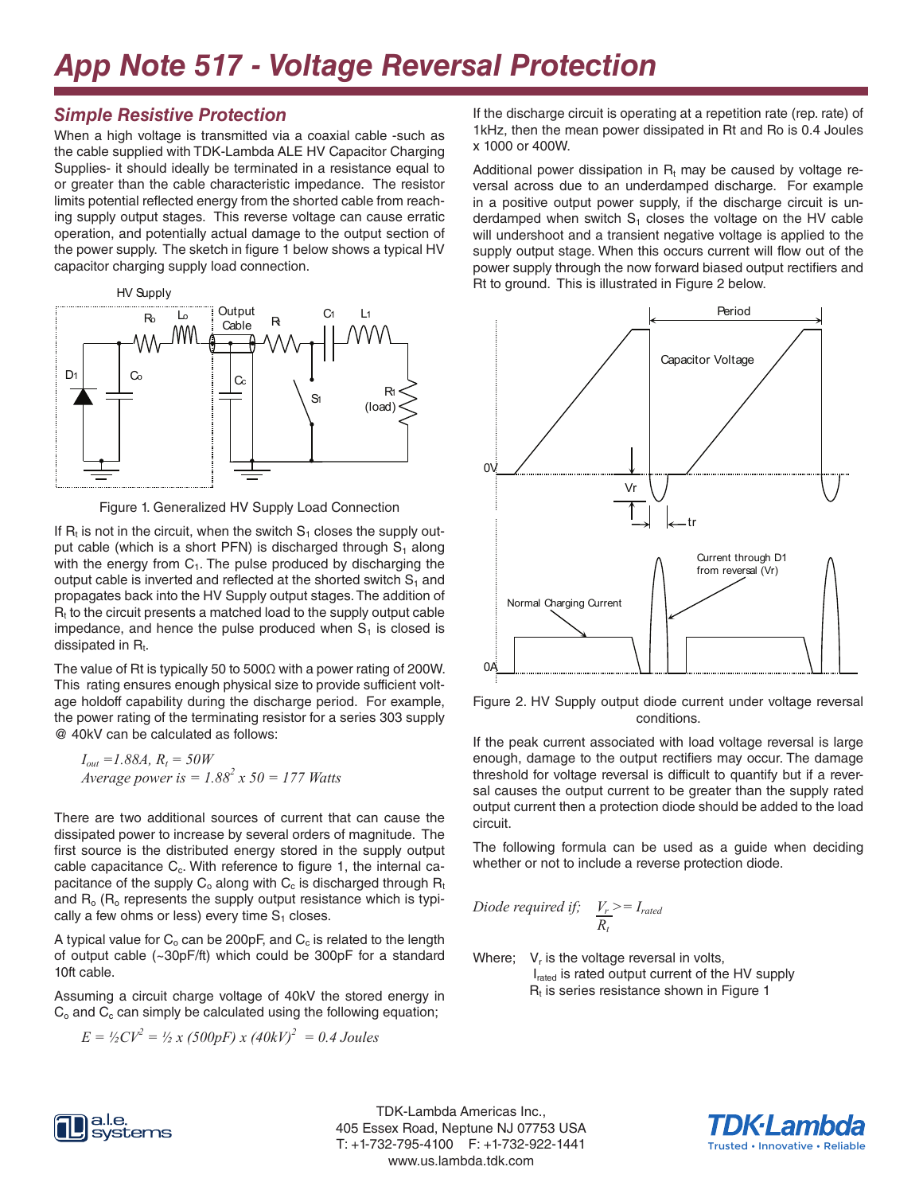# App Note 517 - Voltage Reversal Protection

## Simple Resistive Protection

When a high voltage is transmitted via a coaxial cable -such as the cable supplied with TDK-Lambda ALE HV Capacitor Charging Supplies- it should ideally be terminated in a resistance equal to or greater than the cable characteristic impedance. The resistor limits potential reflected energy from the shorted cable from reaching the supply output stages. This reverse voltage can cause erratic operation, and potentially actual damage to the output section of the power supply. The sketch in figure 1 below shows a typical HV capacitor charging supply load connection.

Figure 1. Generalized HV Supply Load Connection

If $R_t$ is not in the circuit, when the switch $S_1$ closes the supply output cable (which is a short PFN) is discharged through $S_1$ along with the energy from $C_1$. The pulse produced by discharging the output cable is inverted and reflected at the shorted switch $S_1$ and propagates back into the HV Supply output stages. The addition of $R_t$ to the circuit presents a matched load to the supply output cable impedance, and hence the pulse produced when $S_1$ is closed is dissipated in $R_t$.

The value of Rt is typically 50 to 500Ω with a power rating of 200W. This rating ensures enough physical size to provide sufficient voltage holdoff capability during the discharge period. For example, the power rating of the terminating resistor for a series 303 supply @ 40kV can be calculated as follows:

$$I_{out} = 1.88A, \ R_t = 50W$$

$$\text{Average power is} = 1.88^2 \times 50 = 177 \text{ Watts}$$

There are two additional sources of current that can cause the dissipated power to increase by several orders of magnitude. The first source is the distributed energy stored in the supply output cable capacitance $C_c$. With reference to figure 1, the internal capacitance of the supply $C_o$ along with $C_c$ is discharged through $R_t$ and $R_o$ ($R_o$ represents the supply output resistance which is typically a few ohms or less) every time $S_1$ closes.

A typical value for $C_o$ can be 200pF, and $C_c$ is related to the length of output cable (~30pF/ft) which could be 300pF for a standard 10ft cable.

Assuming a circuit charge voltage of 40kV the stored energy in $C_o$ and $C_c$ can simply be calculated using the following equation;

$$E = \tfrac{1}{2}CV^2 = \tfrac{1}{2} \times (500pF) \times (40kV)^2 = 0.4 \text{ Joules}$$

If the discharge circuit is operating at a repetition rate (rep. rate) of 1kHz, then the mean power dissipated in Rt and Ro is 0.4 Joules x 1000 or 400W.

Additional power dissipation in $R_t$ may be caused by voltage reversal across due to an underdamped discharge. For example in a positive output power supply, if the discharge circuit is underdamped when switch $S_1$ closes the voltage on the HV cable will undershoot and a transient negative voltage is applied to the supply output stage. When this occurs current will flow out of the power supply through the now forward biased output rectifiers and Rt to ground. This is illustrated in Figure 2 below.

Figure 2. HV Supply output diode current under voltage reversal conditions.

If the peak current associated with load voltage reversal is large enough, damage to the output rectifiers may occur. The damage threshold for voltage reversal is difficult to quantify but if a reversal causes the output current to be greater than the supply rated output current then a protection diode should be added to the load circuit.

The following formula can be used as a guide when deciding whether or not to include a reverse protection diode.

$$\text{Diode required if;} \quad \frac{V_r}{R_t} >= I_{rated}$$

Where; $V_r$ is the voltage reversal in volts,
$I_{rated}$ is rated output current of the HV supply
$R_t$ is series resistance shown in Figure 1

TDK-Lambda Americas Inc.,
405 Essex Road, Neptune NJ 07753 USA
T: +1-732-795-4100 F: +1-732-922-1441
www.us.lambda.tdk.com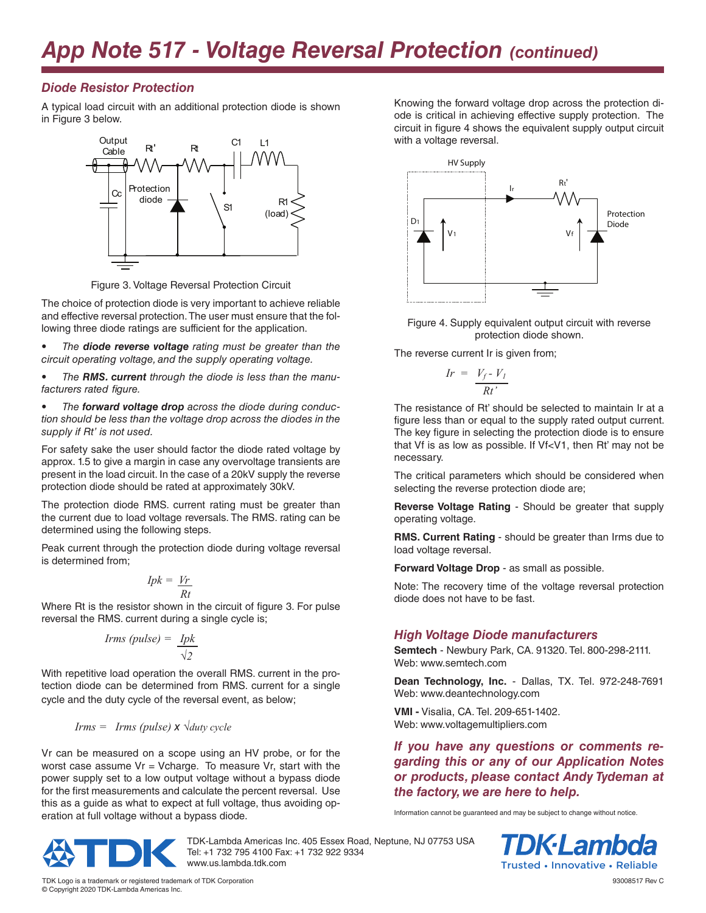# App Note 517 - Voltage Reversal Protection *(continued)*

## *Diode Resistor Protection*

A typical load circuit with an additional protection diode is shown in Figure 3 below.

Output Cable
Rt'
Rt
C1
L1
Cc
Protection diode
S1
R1 (load)

Figure 3. Voltage Reversal Protection Circuit

The choice of protection diode is very important to achieve reliable and effective reversal protection. The user must ensure that the following three diode ratings are sufficient for the application.

- *The* ***diode reverse voltage*** *rating must be greater than the circuit operating voltage, and the supply operating voltage.*
- *The* ***RMS. current*** *through the diode is less than the manufacturers rated figure.*
- *The* ***forward voltage drop*** *across the diode during conduction should be less than the voltage drop across the diodes in the supply if Rt' is not used.*

For safety sake the user should factor the diode rated voltage by approx. 1.5 to give a margin in case any overvoltage transients are present in the load circuit. In the case of a 20kV supply the reverse protection diode should be rated at approximately 30kV.

The protection diode RMS. current rating must be greater than the current due to load voltage reversals. The RMS. rating can be determined using the following steps.

Peak current through the protection diode during voltage reversal is determined from;

$$Ipk = \frac{Vr}{Rt}$$

Where Rt is the resistor shown in the circuit of figure 3. For pulse reversal the RMS. current during a single cycle is;

$$Irms\ (pulse) = \frac{Ipk}{\sqrt{2}}$$

With repetitive load operation the overall RMS. current in the protection diode can be determined from RMS. current for a single cycle and the duty cycle of the reversal event, as below;

$$Irms = Irms\ (pulse) \times \sqrt{duty\ cycle}$$

Vr can be measured on a scope using an HV probe, or for the worst case assume Vr = Vcharge. To measure Vr, start with the power supply set to a low output voltage without a bypass diode for the first measurements and calculate the percent reversal. Use this as a guide as what to expect at full voltage, thus avoiding operation at full voltage without a bypass diode.

Knowing the forward voltage drop across the protection diode is critical in achieving effective supply protection. The circuit in figure 4 shows the equivalent supply output circuit with a voltage reversal.

HV Supply
Ir
Rt'
D1
V1
Vf
Protection Diode

Figure 4. Supply equivalent output circuit with reverse protection diode shown.

The reverse current Ir is given from;

$$Ir = \frac{V_f - V_1}{Rt'}$$

The resistance of Rt' should be selected to maintain Ir at a figure less than or equal to the supply rated output current. The key figure in selecting the protection diode is to ensure that Vf is as low as possible. If Vf<V1, then Rt' may not be necessary.

The critical parameters which should be considered when selecting the reverse protection diode are;

**Reverse Voltage Rating** - Should be greater that supply operating voltage.

**RMS. Current Rating** - should be greater than Irms due to load voltage reversal.

**Forward Voltage Drop** - as small as possible.

Note: The recovery time of the voltage reversal protection diode does not have to be fast.

## *High Voltage Diode manufacturers*

**Semtech** - Newbury Park, CA. 91320. Tel. 800-298-2111. Web: www.semtech.com

**Dean Technology, Inc.** - Dallas, TX. Tel. 972-248-7691 Web: www.deantechnology.com

**VMI -** Visalia, CA. Tel. 209-651-1402. Web: www.voltagemultipliers.com

***If you have any questions or comments regarding this or any of our Application Notes or products, please contact Andy Tydeman at the factory, we are here to help.***

Information cannot be guaranteed and may be subject to change without notice.

TDK-Lambda Americas Inc. 405 Essex Road, Neptune, NJ 07753 USA
Tel: +1 732 795 4100 Fax: +1 732 922 9334
www.us.lambda.tdk.com

TDK-Lambda
Trusted • Innovative • Reliable

TDK Logo is a trademark or registered trademark of TDK Corporation
© Copyright 2020 TDK-Lambda Americas Inc.

93008517 Rev C